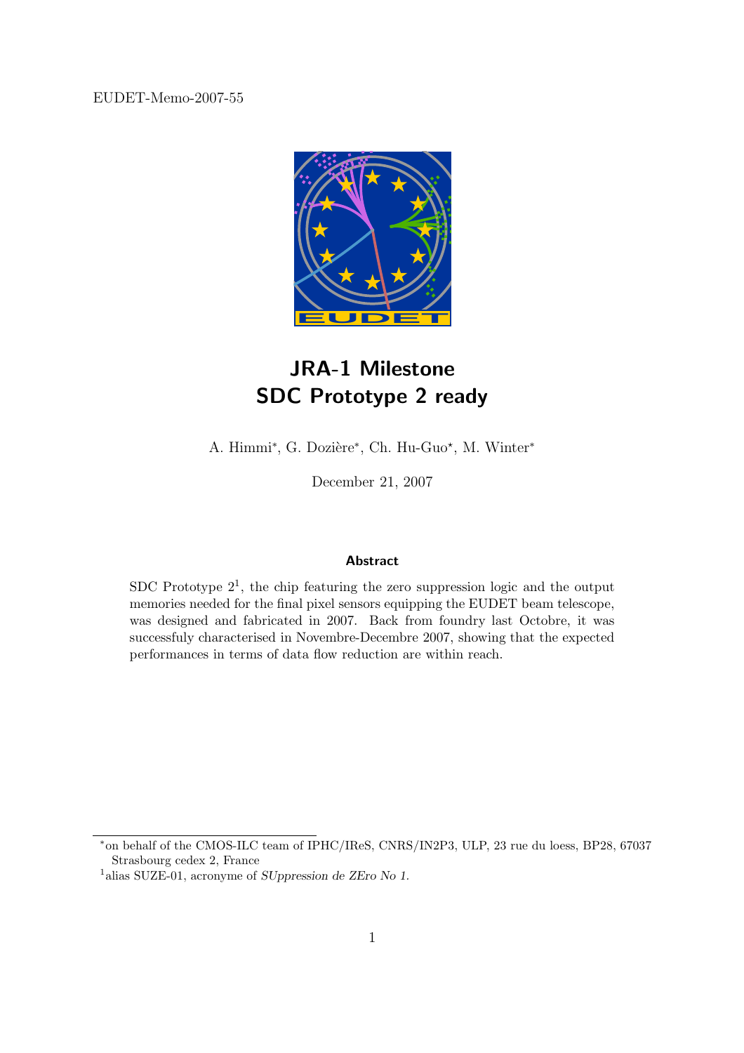EUDET-Memo-2007-55

# JRA-1 Milestone
# SDC Prototype 2 ready

A. Himmi*, G. Dozière*, Ch. Hu-Guo*, M. Winter*

December 21, 2007

### Abstract

SDC Prototype 2[1], the chip featuring the zero suppression logic and the output memories needed for the final pixel sensors equipping the EUDET beam telescope, was designed and fabricated in 2007. Back from foundry last Octobre, it was successfuly characterised in Novembre-Decembre 2007, showing that the expected performances in terms of data flow reduction are within reach.

---

*on behalf of the CMOS-ILC team of IPHC/IReS, CNRS/IN2P3, ULP, 23 rue du loess, BP28, 67037 Strasbourg cedex 2, France

[1] alias SUZE-01, acronyme of *SUppression de ZEro No 1*.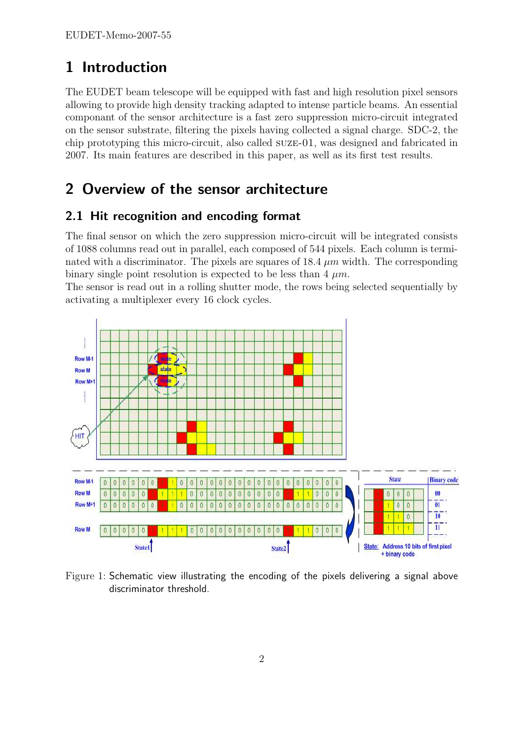# 1 Introduction

The EUDET beam telescope will be equipped with fast and high resolution pixel sensors allowing to provide high density tracking adapted to intense particle beams. An essential componant of the sensor architecture is a fast zero suppression micro-circuit integrated on the sensor substrate, filtering the pixels having collected a signal charge. SDC-2, the chip prototyping this micro-circuit, also called SUZE-01, was designed and fabricated in 2007. Its main features are described in this paper, as well as its first test results.

# 2 Overview of the sensor architecture

## 2.1 Hit recognition and encoding format

The final sensor on which the zero suppression micro-circuit will be integrated consists of 1088 columns read out in parallel, each composed of 544 pixels. Each column is terminated with a discriminator. The pixels are squares of 18.4 $\mu m$ width. The corresponding binary single point resolution is expected to be less than 4 $\mu m$.
The sensor is read out in a rolling shutter mode, the rows being selected sequentially by activating a multiplexer every 16 clock cycles.

Figure 1: Schematic view illustrating the encoding of the pixels delivering a signal above discriminator threshold.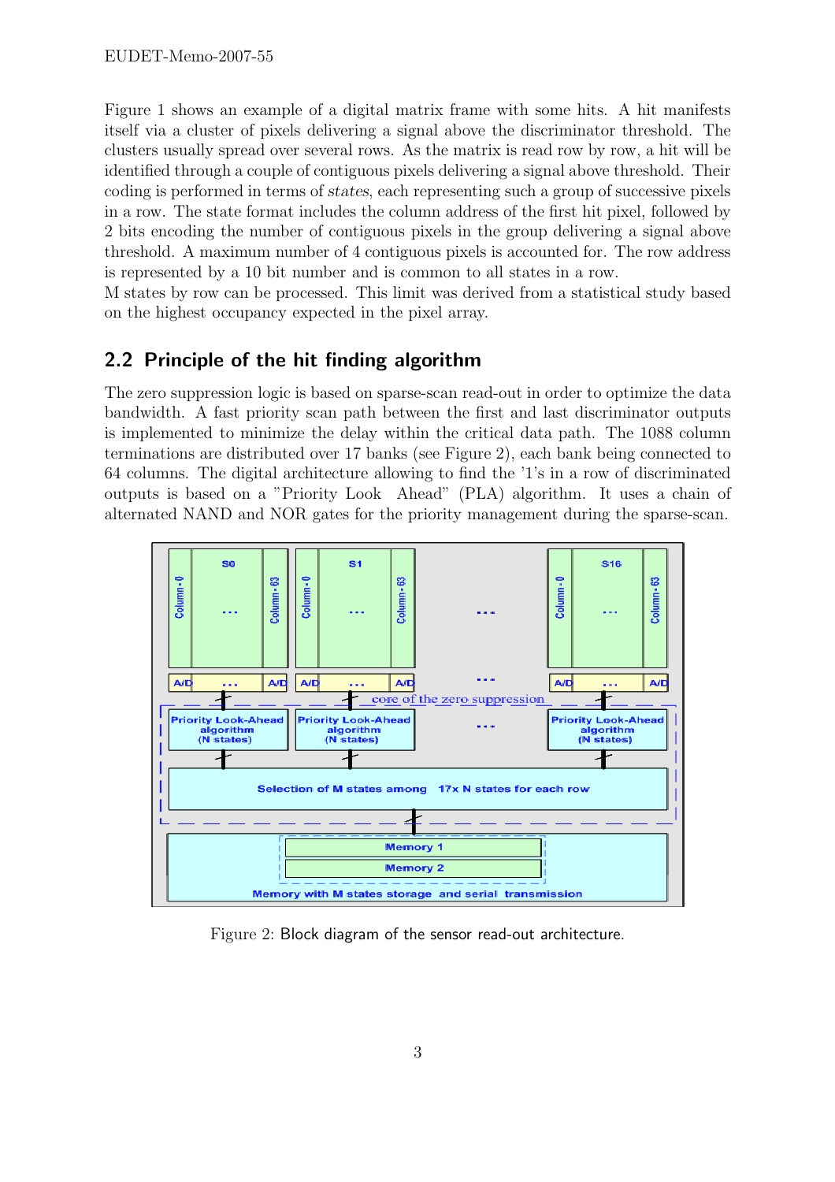Figure 1 shows an example of a digital matrix frame with some hits. A hit manifests itself via a cluster of pixels delivering a signal above the discriminator threshold. The clusters usually spread over several rows. As the matrix is read row by row, a hit will be identified through a couple of contiguous pixels delivering a signal above threshold. Their coding is performed in terms of *states*, each representing such a group of successive pixels in a row. The state format includes the column address of the first hit pixel, followed by 2 bits encoding the number of contiguous pixels in the group delivering a signal above threshold. A maximum number of 4 contiguous pixels is accounted for. The row address is represented by a 10 bit number and is common to all states in a row.

M states by row can be processed. This limit was derived from a statistical study based on the highest occupancy expected in the pixel array.

## 2.2 Principle of the hit finding algorithm

The zero suppression logic is based on sparse-scan read-out in order to optimize the data bandwidth. A fast priority scan path between the first and last discriminator outputs is implemented to minimize the delay within the critical data path. The 1088 column terminations are distributed over 17 banks (see Figure 2), each bank being connected to 64 columns. The digital architecture allowing to find the '1's in a row of discriminated outputs is based on a "Priority Look Ahead" (PLA) algorithm. It uses a chain of alternated NAND and NOR gates for the priority management during the sparse-scan.

Figure 2: Block diagram of the sensor read-out architecture.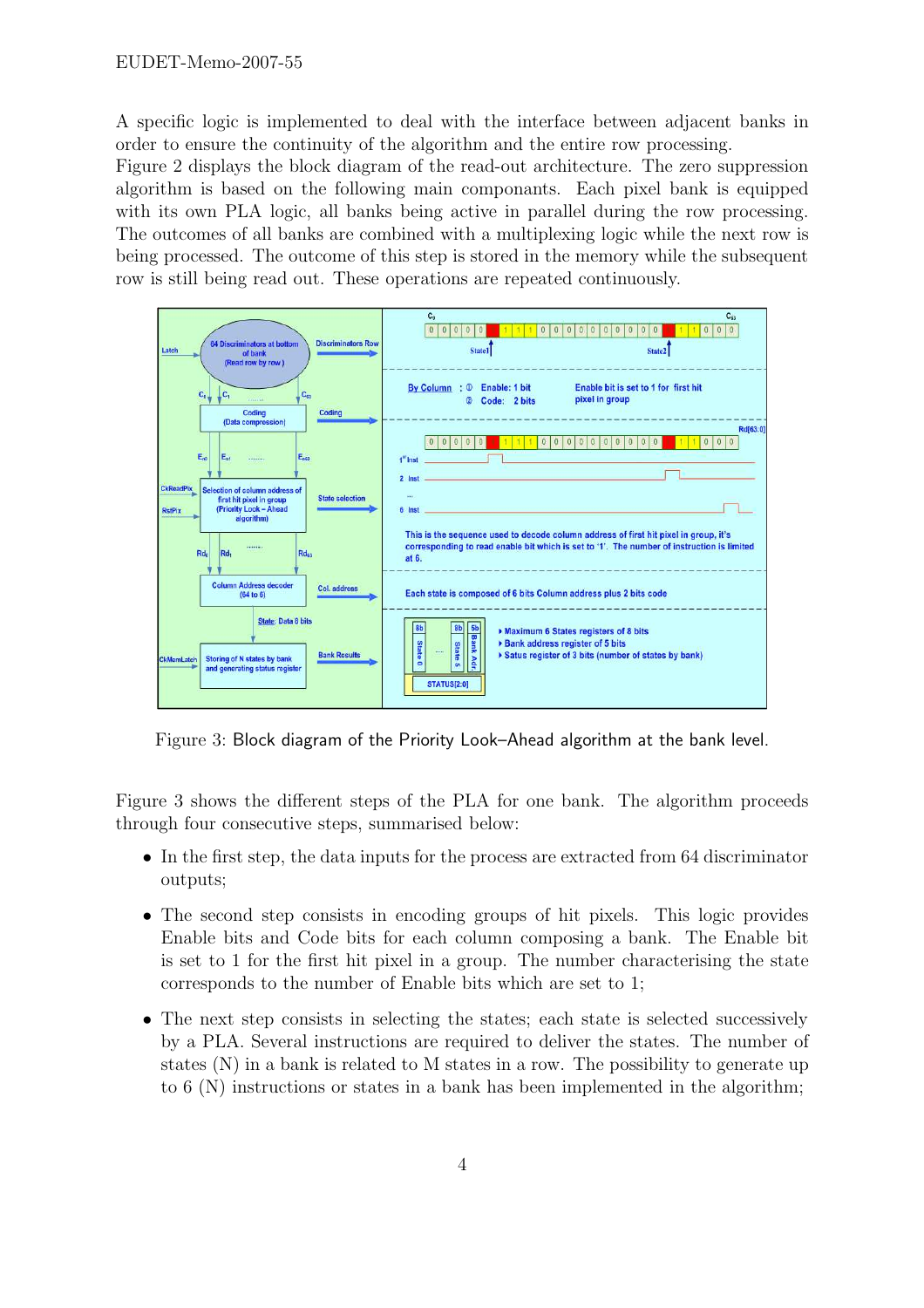A specific logic is implemented to deal with the interface between adjacent banks in order to ensure the continuity of the algorithm and the entire row processing.
Figure 2 displays the block diagram of the read-out architecture. The zero suppression algorithm is based on the following main componants. Each pixel bank is equipped with its own PLA logic, all banks being active in parallel during the row processing. The outcomes of all banks are combined with a multiplexing logic while the next row is being processed. The outcome of this step is stored in the memory while the subsequent row is still being read out. These operations are repeated continuously.

Figure 3: Block diagram of the Priority Look–Ahead algorithm at the bank level.

Figure 3 shows the different steps of the PLA for one bank. The algorithm proceeds through four consecutive steps, summarised below:

- In the first step, the data inputs for the process are extracted from 64 discriminator outputs;
- The second step consists in encoding groups of hit pixels. This logic provides Enable bits and Code bits for each column composing a bank. The Enable bit is set to 1 for the first hit pixel in a group. The number characterising the state corresponds to the number of Enable bits which are set to 1;
- The next step consists in selecting the states; each state is selected successively by a PLA. Several instructions are required to deliver the states. The number of states (N) in a bank is related to M states in a row. The possibility to generate up to 6 (N) instructions or states in a bank has been implemented in the algorithm;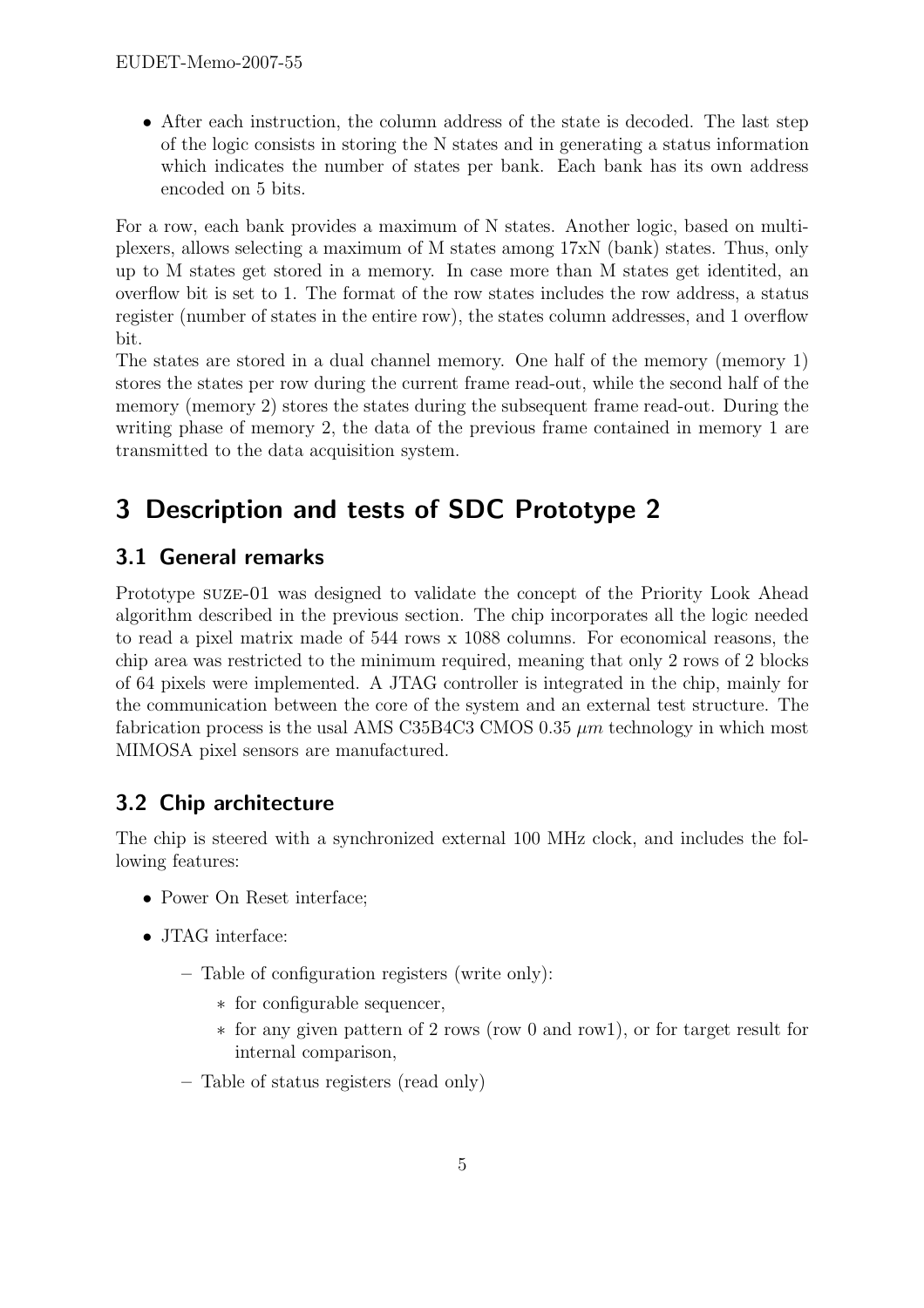- After each instruction, the column address of the state is decoded. The last step of the logic consists in storing the N states and in generating a status information which indicates the number of states per bank. Each bank has its own address encoded on 5 bits.

For a row, each bank provides a maximum of N states. Another logic, based on multiplexers, allows selecting a maximum of M states among 17xN (bank) states. Thus, only up to M states get stored in a memory. In case more than M states get identited, an overflow bit is set to 1. The format of the row states includes the row address, a status register (number of states in the entire row), the states column addresses, and 1 overflow bit.

The states are stored in a dual channel memory. One half of the memory (memory 1) stores the states per row during the current frame read-out, while the second half of the memory (memory 2) stores the states during the subsequent frame read-out. During the writing phase of memory 2, the data of the previous frame contained in memory 1 are transmitted to the data acquisition system.

# 3 Description and tests of SDC Prototype 2

## 3.1 General remarks

Prototype SUZE-01 was designed to validate the concept of the Priority Look Ahead algorithm described in the previous section. The chip incorporates all the logic needed to read a pixel matrix made of 544 rows x 1088 columns. For economical reasons, the chip area was restricted to the minimum required, meaning that only 2 rows of 2 blocks of 64 pixels were implemented. A JTAG controller is integrated in the chip, mainly for the communication between the core of the system and an external test structure. The fabrication process is the usal AMS C35B4C3 CMOS 0.35 $\mu m$ technology in which most MIMOSA pixel sensors are manufactured.

## 3.2 Chip architecture

The chip is steered with a synchronized external 100 MHz clock, and includes the following features:

- Power On Reset interface;
- JTAG interface:
  - Table of configuration registers (write only):
    - for configurable sequencer,
    - for any given pattern of 2 rows (row 0 and row1), or for target result for internal comparison,
  - Table of status registers (read only)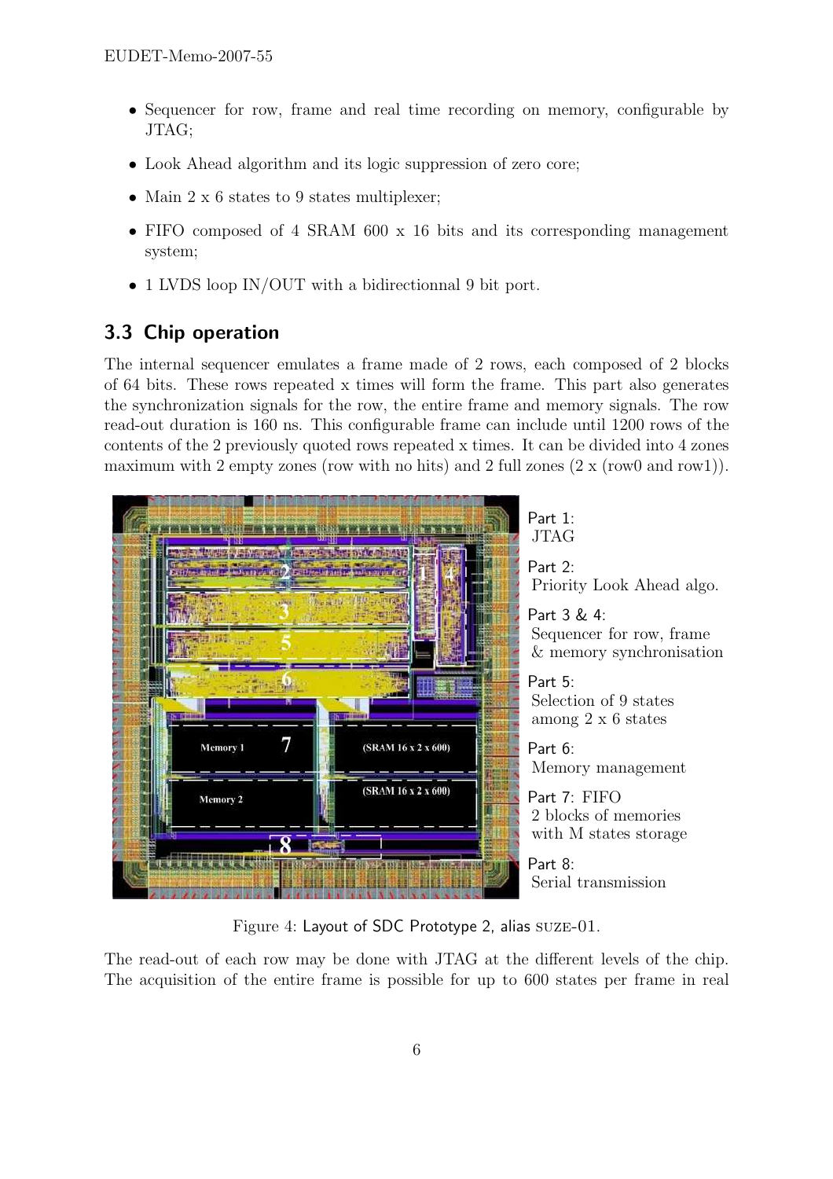- Sequencer for row, frame and real time recording on memory, configurable by JTAG;
- Look Ahead algorithm and its logic suppression of zero core;
- Main 2 x 6 states to 9 states multiplexer;
- FIFO composed of 4 SRAM 600 x 16 bits and its corresponding management system;
- 1 LVDS loop IN/OUT with a bidirectionnal 9 bit port.

## 3.3 Chip operation

The internal sequencer emulates a frame made of 2 rows, each composed of 2 blocks of 64 bits. These rows repeated x times will form the frame. This part also generates the synchronization signals for the row, the entire frame and memory signals. The row read-out duration is 160 ns. This configurable frame can include until 1200 rows of the contents of the 2 previously quoted rows repeated x times. It can be divided into 4 zones maximum with 2 empty zones (row with no hits) and 2 full zones (2 x (row0 and row1)).

Part 1:
JTAG

Part 2:
Priority Look Ahead algo.

Part 3 & 4:
Sequencer for row, frame & memory synchronisation

Part 5:
Selection of 9 states among 2 x 6 states

Part 6:
Memory management

Part 7: FIFO
2 blocks of memories with M states storage

Part 8:
Serial transmission

Figure 4: Layout of SDC Prototype 2, alias SUZE-01.

The read-out of each row may be done with JTAG at the different levels of the chip. The acquisition of the entire frame is possible for up to 600 states per frame in real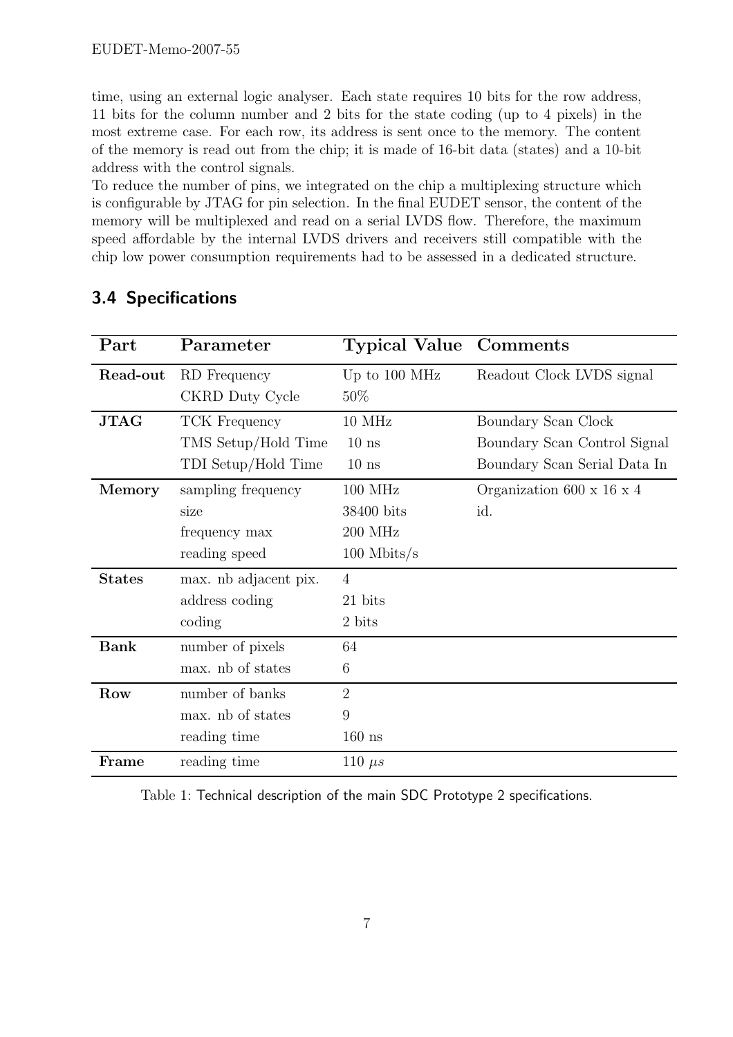time, using an external logic analyser. Each state requires 10 bits for the row address, 11 bits for the column number and 2 bits for the state coding (up to 4 pixels) in the most extreme case. For each row, its address is sent once to the memory. The content of the memory is read out from the chip; it is made of 16-bit data (states) and a 10-bit address with the control signals.
To reduce the number of pins, we integrated on the chip a multiplexing structure which is configurable by JTAG for pin selection. In the final EUDET sensor, the content of the memory will be multiplexed and read on a serial LVDS flow. Therefore, the maximum speed affordable by the internal LVDS drivers and receivers still compatible with the chip low power consumption requirements had to be assessed in a dedicated structure.

## 3.4 Specifications

| Part | Parameter | Typical Value | Comments |
|---|---|---|---|
| **Read-out** | RD Frequency | Up to 100 MHz | Readout Clock LVDS signal |
| | CKRD Duty Cycle | 50% | |
| **JTAG** | TCK Frequency | 10 MHz | Boundary Scan Clock |
| | TMS Setup/Hold Time | 10 ns | Boundary Scan Control Signal |
| | TDI Setup/Hold Time | 10 ns | Boundary Scan Serial Data In |
| **Memory** | sampling frequency | 100 MHz | Organization 600 x 16 x 4 |
| | size | 38400 bits | id. |
| | frequency max | 200 MHz | |
| | reading speed | 100 Mbits/s | |
| **States** | max. nb adjacent pix. | 4 | |
| | address coding | 21 bits | |
| | coding | 2 bits | |
| **Bank** | number of pixels | 64 | |
| | max. nb of states | 6 | |
| **Row** | number of banks | 2 | |
| | max. nb of states | 9 | |
| | reading time | 160 ns | |
| **Frame** | reading time | 110 $\mu s$ | |

Table 1: Technical description of the main SDC Prototype 2 specifications.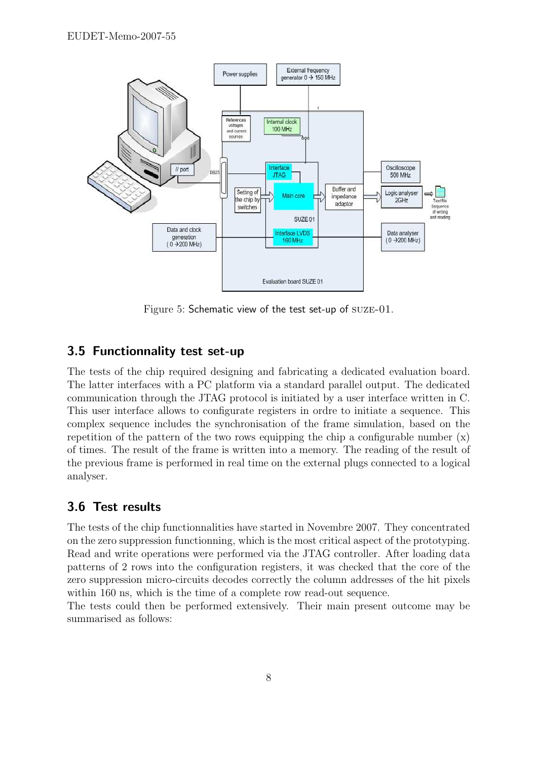Figure 5: Schematic view of the test set-up of SUZE-01.

## 3.5 Functionnality test set-up

The tests of the chip required designing and fabricating a dedicated evaluation board. The latter interfaces with a PC platform via a standard parallel output. The dedicated communication through the JTAG protocol is initiated by a user interface written in C. This user interface allows to configurate registers in ordre to initiate a sequence. This complex sequence includes the synchronisation of the frame simulation, based on the repetition of the pattern of the two rows equipping the chip a configurable number (x) of times. The result of the frame is written into a memory. The reading of the result of the previous frame is performed in real time on the external plugs connected to a logical analyser.

## 3.6 Test results

The tests of the chip functionnalities have started in Novembre 2007. They concentrated on the zero suppression functionning, which is the most critical aspect of the prototyping. Read and write operations were performed via the JTAG controller. After loading data patterns of 2 rows into the configuration registers, it was checked that the core of the zero suppression micro-circuits decodes correctly the column addresses of the hit pixels within 160 ns, which is the time of a complete row read-out sequence.

The tests could then be performed extensively. Their main present outcome may be summarised as follows: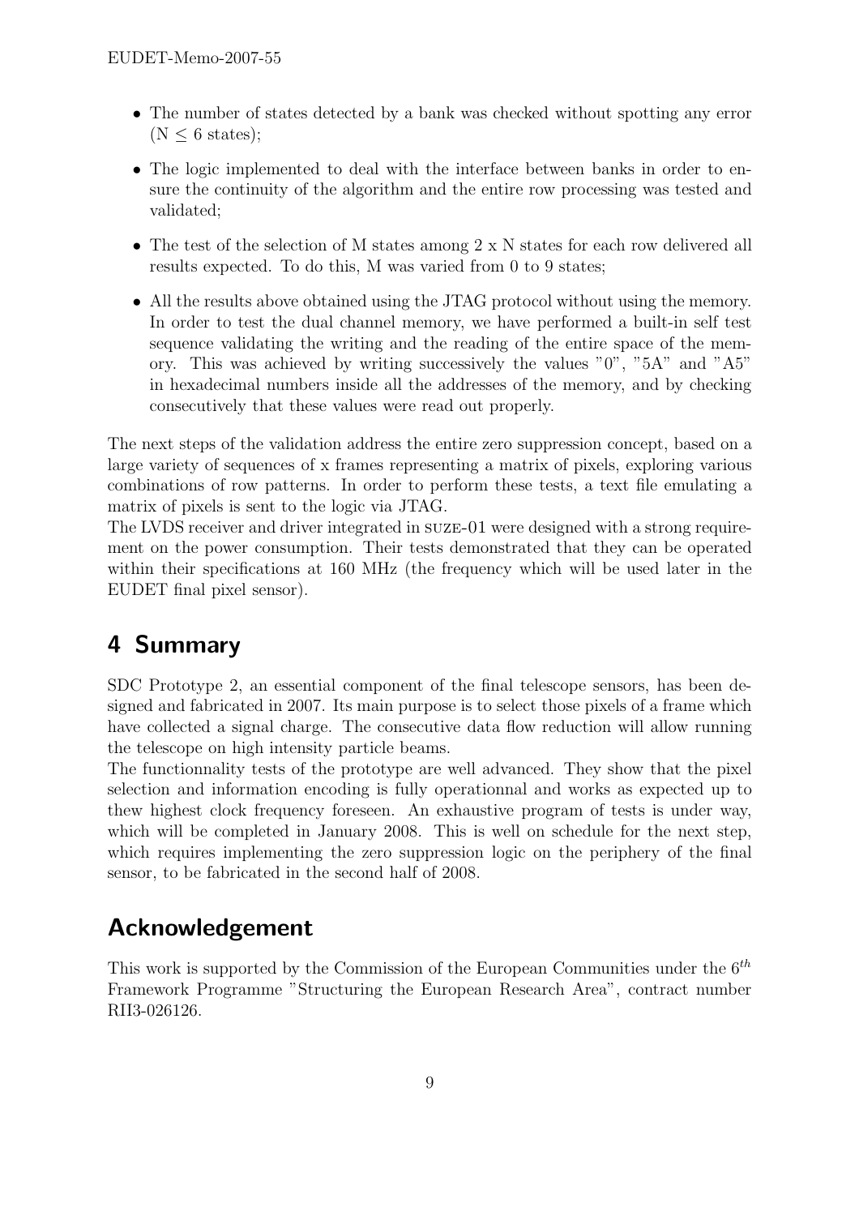- The number of states detected by a bank was checked without spotting any error ($N \leq 6$ states);
- The logic implemented to deal with the interface between banks in order to ensure the continuity of the algorithm and the entire row processing was tested and validated;
- The test of the selection of M states among 2 x N states for each row delivered all results expected. To do this, M was varied from 0 to 9 states;
- All the results above obtained using the JTAG protocol without using the memory. In order to test the dual channel memory, we have performed a built-in self test sequence validating the writing and the reading of the entire space of the memory. This was achieved by writing successively the values "0", "5A" and "A5" in hexadecimal numbers inside all the addresses of the memory, and by checking consecutively that these values were read out properly.

The next steps of the validation address the entire zero suppression concept, based on a large variety of sequences of x frames representing a matrix of pixels, exploring various combinations of row patterns. In order to perform these tests, a text file emulating a matrix of pixels is sent to the logic via JTAG.

The LVDS receiver and driver integrated in SUZE-01 were designed with a strong requirement on the power consumption. Their tests demonstrated that they can be operated within their specifications at 160 MHz (the frequency which will be used later in the EUDET final pixel sensor).

# 4 Summary

SDC Prototype 2, an essential component of the final telescope sensors, has been designed and fabricated in 2007. Its main purpose is to select those pixels of a frame which have collected a signal charge. The consecutive data flow reduction will allow running the telescope on high intensity particle beams.

The functionnality tests of the prototype are well advanced. They show that the pixel selection and information encoding is fully operationnal and works as expected up to thew highest clock frequency foreseen. An exhaustive program of tests is under way, which will be completed in January 2008. This is well on schedule for the next step, which requires implementing the zero suppression logic on the periphery of the final sensor, to be fabricated in the second half of 2008.

# Acknowledgement

This work is supported by the Commission of the European Communities under the $6^{th}$ Framework Programme "Structuring the European Research Area", contract number RII3-026126.